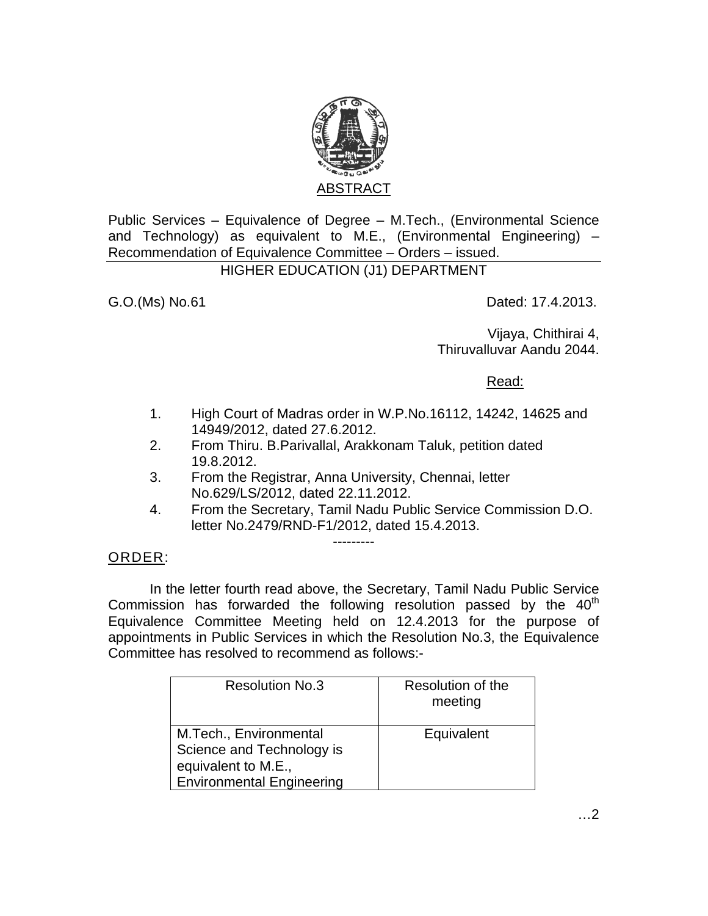## ABSTRACT

Public Services – Equivalence of Degree – M.Tech., (Environmental Science and Technology) as equivalent to M.E., (Environmental Engineering) – Recommendation of Equivalence Committee – Orders – issued.

HIGHER EDUCATION (J1) DEPARTMENT

G.O.(Ms) No.61 Dated: 17.4.2013.

Vijaya, Chithirai 4,
Thiruvalluvar Aandu 2044.

Read:

1. High Court of Madras order in W.P.No.16112, 14242, 14625 and 14949/2012, dated 27.6.2012.
2. From Thiru. B.Parivallal, Arakkonam Taluk, petition dated 19.8.2012.
3. From the Registrar, Anna University, Chennai, letter No.629/LS/2012, dated 22.11.2012.
4. From the Secretary, Tamil Nadu Public Service Commission D.O. letter No.2479/RND-F1/2012, dated 15.4.2013.

---------

ORDER:

In the letter fourth read above, the Secretary, Tamil Nadu Public Service Commission has forwarded the following resolution passed by the 40th Equivalence Committee Meeting held on 12.4.2013 for the purpose of appointments in Public Services in which the Resolution No.3, the Equivalence Committee has resolved to recommend as follows:-

| Resolution No.3 | Resolution of the meeting |
|---|---|
| M.Tech., Environmental Science and Technology is equivalent to M.E., Environmental Engineering | Equivalent |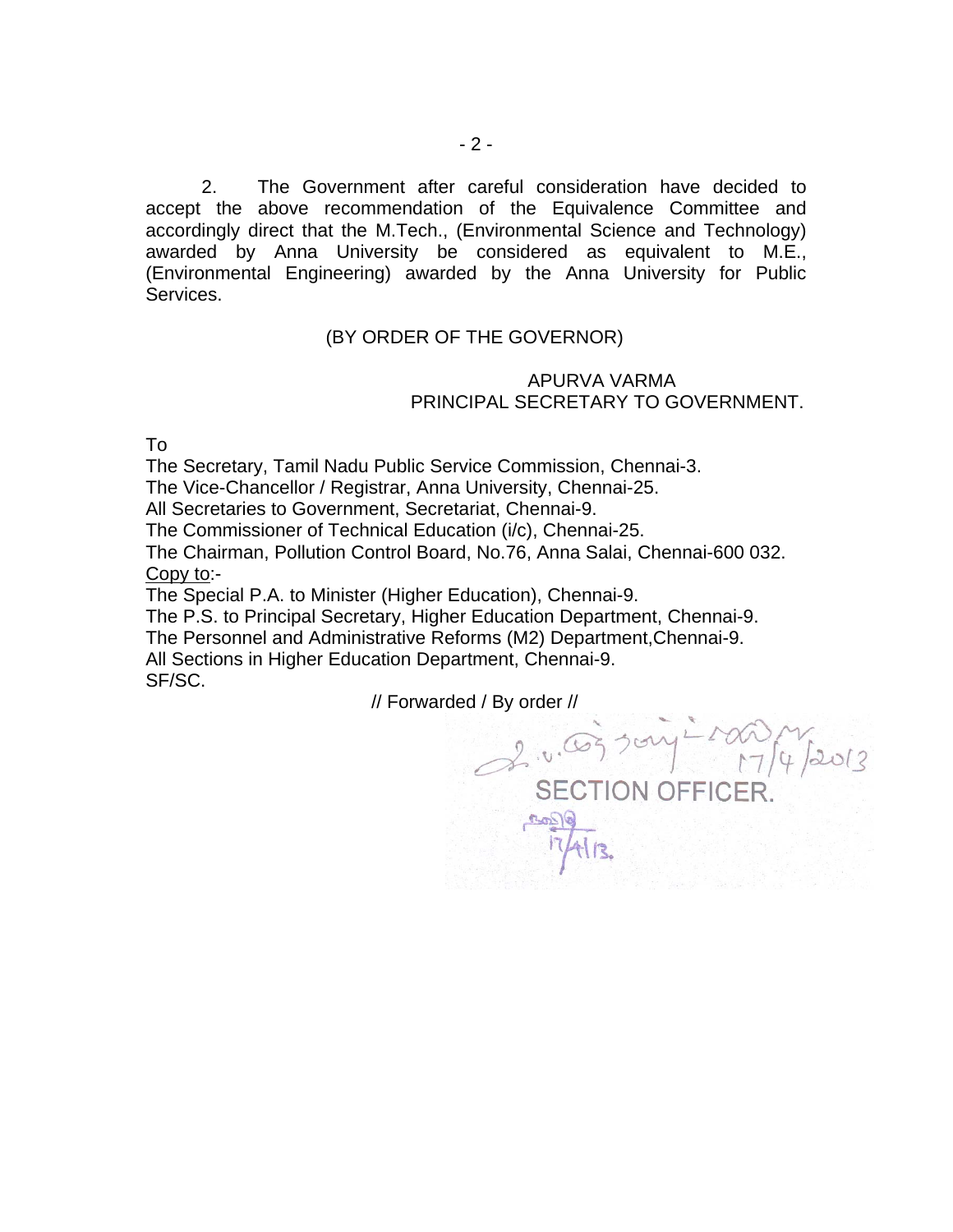2. The Government after careful consideration have decided to accept the above recommendation of the Equivalence Committee and accordingly direct that the M.Tech., (Environmental Science and Technology) awarded by Anna University be considered as equivalent to M.E., (Environmental Engineering) awarded by the Anna University for Public Services.

(BY ORDER OF THE GOVERNOR)

APURVA VARMA
PRINCIPAL SECRETARY TO GOVERNMENT.

To
The Secretary, Tamil Nadu Public Service Commission, Chennai-3.
The Vice-Chancellor / Registrar, Anna University, Chennai-25.
All Secretaries to Government, Secretariat, Chennai-9.
The Commissioner of Technical Education (i/c), Chennai-25.
The Chairman, Pollution Control Board, No.76, Anna Salai, Chennai-600 032.
Copy to:-
The Special P.A. to Minister (Higher Education), Chennai-9.
The P.S. to Principal Secretary, Higher Education Department, Chennai-9.
The Personnel and Administrative Reforms (M2) Department,Chennai-9.
All Sections in Higher Education Department, Chennai-9.
SF/SC.

// Forwarded / By order //

17/4/2013
SECTION OFFICER.
17/4/13.